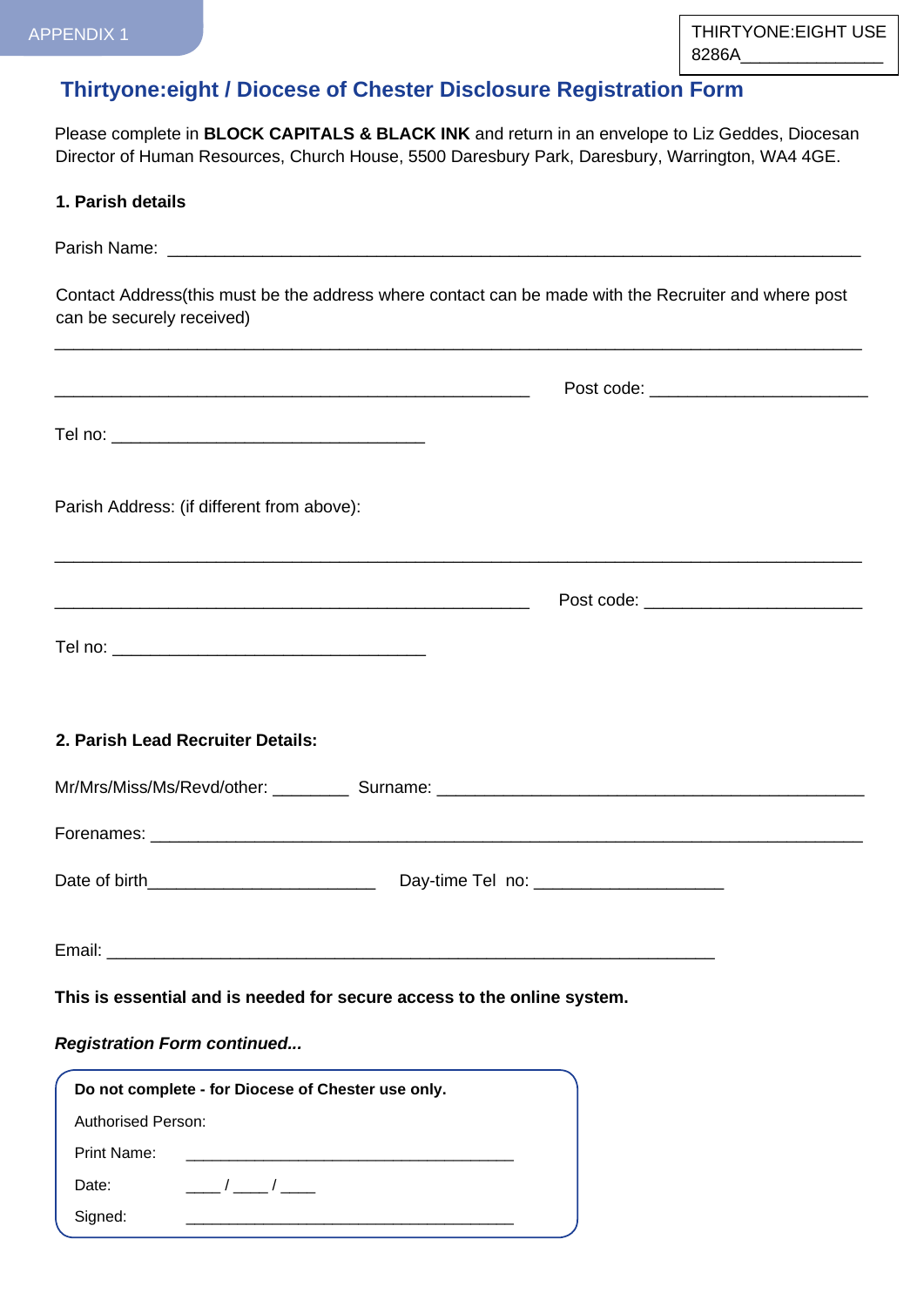APPENDIX 1

THIRTYONE:EIGHT USE
8286A_______________

# Thirtyone:eight / Diocese of Chester Disclosure Registration Form

Please complete in **BLOCK CAPITALS & BLACK INK** and return in an envelope to Liz Geddes, Diocesan Director of Human Resources, Church House, 5500 Daresbury Park, Daresbury, Warrington, WA4 4GE.

## 1. Parish details

Parish Name: ___________________________________________________________________________

Contact Address(this must be the address where contact can be made with the Recruiter and where post can be secured received)

_________________________________________________________________________________________

____________________________________________________  Post code: _______________________

Tel no: __________________________________

Parish Address: (if different from above):

_________________________________________________________________________________________

____________________________________________________  Post code: _______________________

Tel no: __________________________________

## 2. Parish Lead Recruiter Details:

Mr/Mrs/Miss/Ms/Revd/other: ________  Surname: _______________________________________________

Forenames: ___________________________________________________________________________

Date of birth________________________  Day-time Tel no: ____________________

Email: __________________________________________________________________

**This is essential and is needed for secure access to the online system.**

***Registration Form continued...***

**Do not complete - for Diocese of Chester use only.**

Authorised Person:

Print Name: ____________________________________

Date: ____ / ____ / ____

Signed: ____________________________________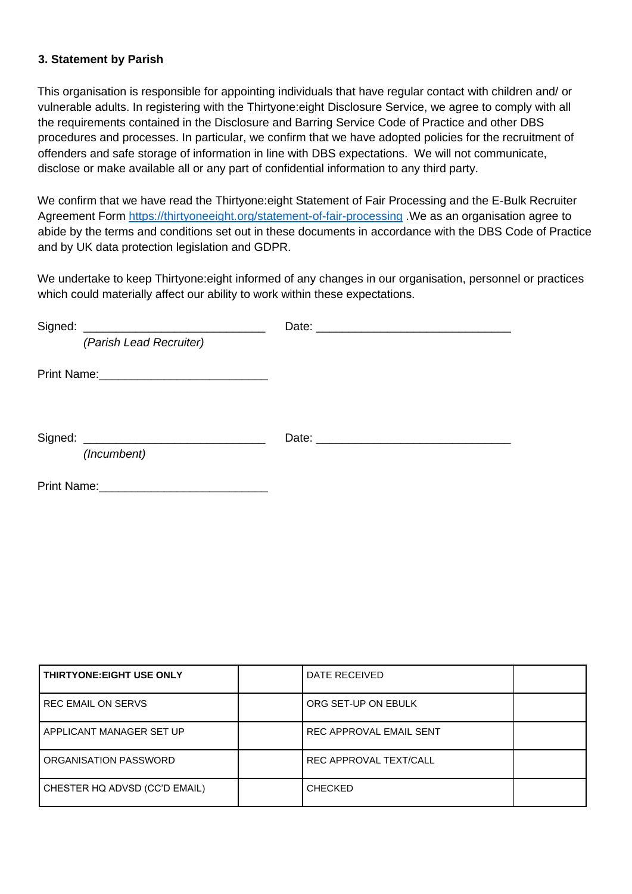### 3. Statement by Parish

This organisation is responsible for appointing individuals that have regular contact with children and/ or vulnerable adults. In registering with the Thirtyone:eight Disclosure Service, we agree to comply with all the requirements contained in the Disclosure and Barring Service Code of Practice and other DBS procedures and processes. In particular, we confirm that we have adopted policies for the recruitment of offenders and safe storage of information in line with DBS expectations. We will not communicate, disclose or make available all or any part of confidential information to any third party.

We confirm that we have read the Thirtyone:eight Statement of Fair Processing and the E-Bulk Recruiter Agreement Form https://thirtyoneeight.org/statement-of-fair-processing .We as an organisation agree to abide by the terms and conditions set out in these documents in accordance with the DBS Code of Practice and by UK data protection legislation and GDPR.

We undertake to keep Thirtyone:eight informed of any changes in our organisation, personnel or practices which could materially affect our ability to work within these expectations.

Signed: ___________________________ Date: _____________________________
*(Parish Lead Recruiter)*

Print Name:_________________________

Signed: ___________________________ Date: _____________________________
*(Incumbent)*

Print Name:_________________________

| THIRTYONE:EIGHT USE ONLY | | DATE RECEIVED | |
|---|---|---|---|
| REC EMAIL ON SERVS | | ORG SET-UP ON EBULK | |
| APPLICANT MANAGER SET UP | | REC APPROVAL EMAIL SENT | |
| ORGANISATION PASSWORD | | REC APPROVAL TEXT/CALL | |
| CHESTER HQ ADVSD (CC'D EMAIL) | | CHECKED | |